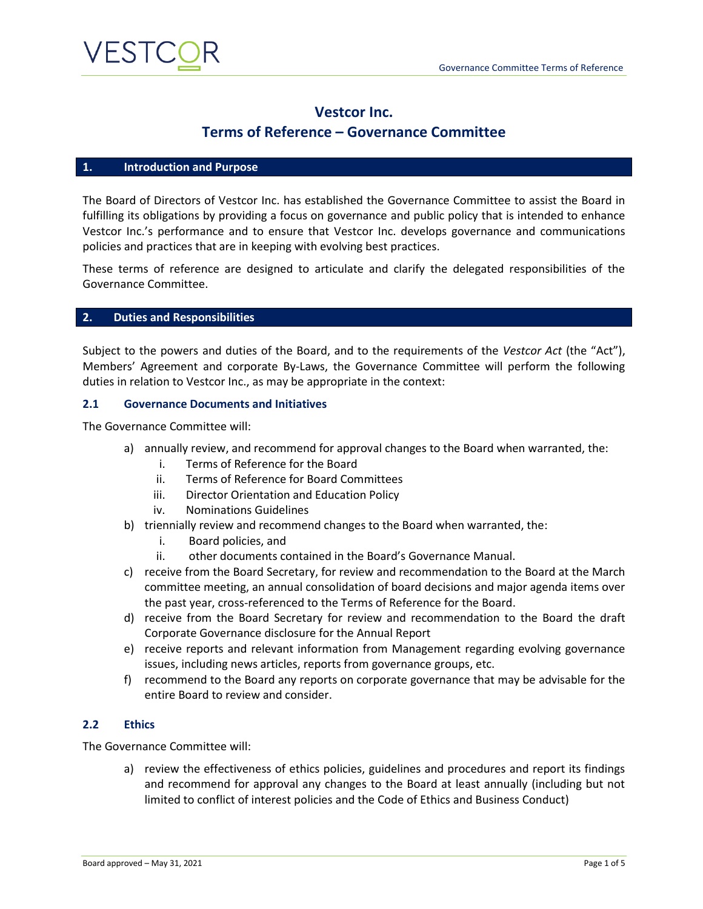# Vestcor Inc.
# Terms of Reference – Governance Committee

## 1. Introduction and Purpose

The Board of Directors of Vestcor Inc. has established the Governance Committee to assist the Board in fulfilling its obligations by providing a focus on governance and public policy that is intended to enhance Vestcor Inc.'s performance and to ensure that Vestcor Inc. develops governance and communications policies and practices that are in keeping with evolving best practices.

These terms of reference are designed to articulate and clarify the delegated responsibilities of the Governance Committee.

## 2. Duties and Responsibilities

Subject to the powers and duties of the Board, and to the requirements of the *Vestcor Act* (the "Act"), Members' Agreement and corporate By-Laws, the Governance Committee will perform the following duties in relation to Vestcor Inc., as may be appropriate in the context:

### 2.1 Governance Documents and Initiatives

The Governance Committee will:

a) annually review, and recommend for approval changes to the Board when warranted, the:
   i. Terms of Reference for the Board
   ii. Terms of Reference for Board Committees
   iii. Director Orientation and Education Policy
   iv. Nominations Guidelines
b) triennially review and recommend changes to the Board when warranted, the:
   i. Board policies, and
   ii. other documents contained in the Board's Governance Manual.
c) receive from the Board Secretary, for review and recommendation to the Board at the March committee meeting, an annual consolidation of board decisions and major agenda items over the past year, cross-referenced to the Terms of Reference for the Board.
d) receive from the Board Secretary for review and recommendation to the Board the draft Corporate Governance disclosure for the Annual Report
e) receive reports and relevant information from Management regarding evolving governance issues, including news articles, reports from governance groups, etc.
f) recommend to the Board any reports on corporate governance that may be advisable for the entire Board to review and consider.

### 2.2 Ethics

The Governance Committee will:

a) review the effectiveness of ethics policies, guidelines and procedures and report its findings and recommend for approval any changes to the Board at least annually (including but not limited to conflict of interest policies and the Code of Ethics and Business Conduct)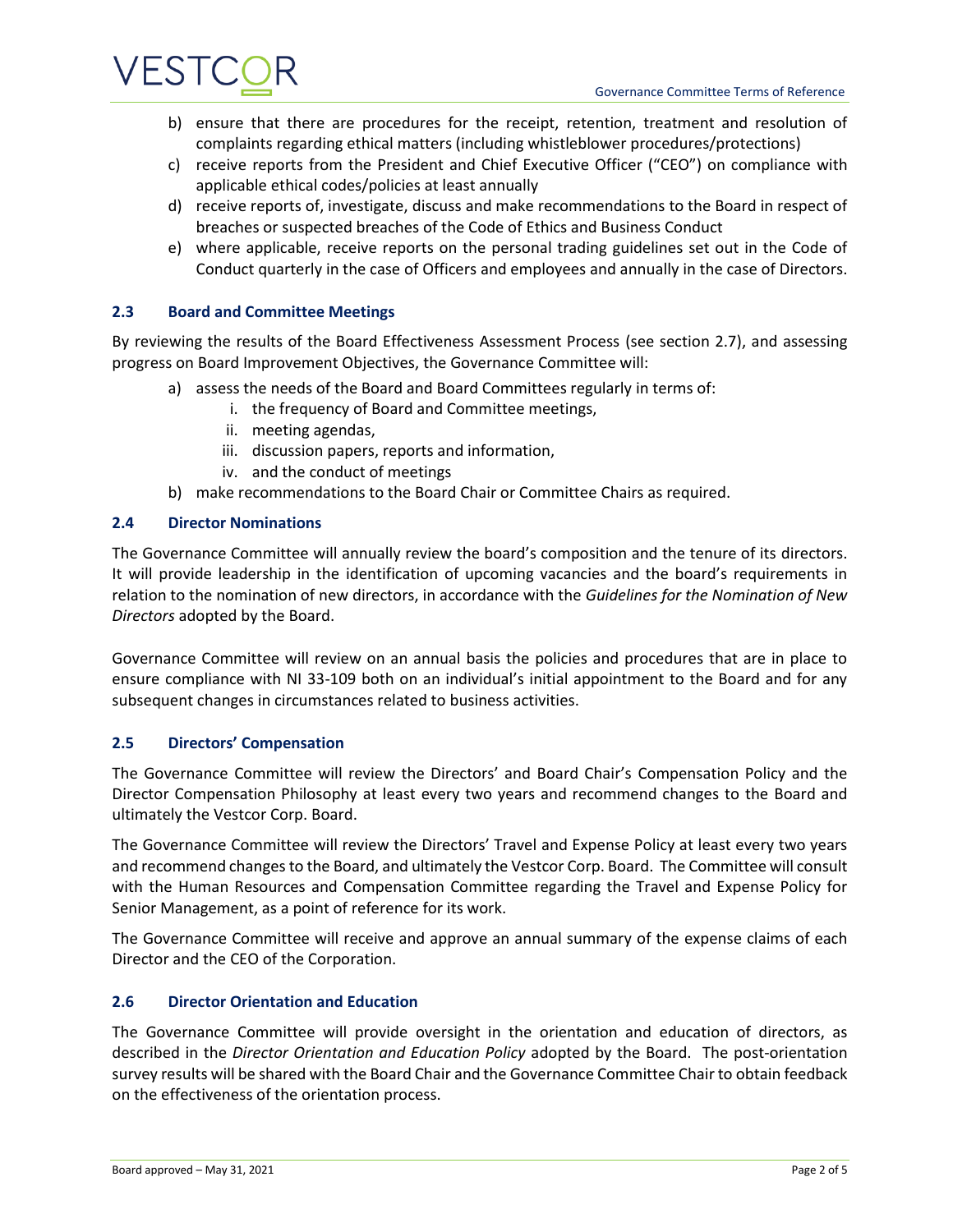b) ensure that there are procedures for the receipt, retention, treatment and resolution of complaints regarding ethical matters (including whistleblower procedures/protections)
c) receive reports from the President and Chief Executive Officer ("CEO") on compliance with applicable ethical codes/policies at least annually
d) receive reports of, investigate, discuss and make recommendations to the Board in respect of breaches or suspected breaches of the Code of Ethics and Business Conduct
e) where applicable, receive reports on the personal trading guidelines set out in the Code of Conduct quarterly in the case of Officers and employees and annually in the case of Directors.

### 2.3 Board and Committee Meetings

By reviewing the results of the Board Effectiveness Assessment Process (see section 2.7), and assessing progress on Board Improvement Objectives, the Governance Committee will:

a) assess the needs of the Board and Board Committees regularly in terms of:
   i. the frequency of Board and Committee meetings,
   ii. meeting agendas,
   iii. discussion papers, reports and information,
   iv. and the conduct of meetings
b) make recommendations to the Board Chair or Committee Chairs as required.

### 2.4 Director Nominations

The Governance Committee will annually review the board's composition and the tenure of its directors. It will provide leadership in the identification of upcoming vacancies and the board's requirements in relation to the nomination of new directors, in accordance with the *Guidelines for the Nomination of New Directors* adopted by the Board.

Governance Committee will review on an annual basis the policies and procedures that are in place to ensure compliance with NI 33-109 both on an individual's initial appointment to the Board and for any subsequent changes in circumstances related to business activities.

### 2.5 Directors' Compensation

The Governance Committee will review the Directors' and Board Chair's Compensation Policy and the Director Compensation Philosophy at least every two years and recommend changes to the Board and ultimately the Vestcor Corp. Board.

The Governance Committee will review the Directors' Travel and Expense Policy at least every two years and recommend changes to the Board, and ultimately the Vestcor Corp. Board. The Committee will consult with the Human Resources and Compensation Committee regarding the Travel and Expense Policy for Senior Management, as a point of reference for its work.

The Governance Committee will receive and approve an annual summary of the expense claims of each Director and the CEO of the Corporation.

### 2.6 Director Orientation and Education

The Governance Committee will provide oversight in the orientation and education of directors, as described in the *Director Orientation and Education Policy* adopted by the Board. The post-orientation survey results will be shared with the Board Chair and the Governance Committee Chair to obtain feedback on the effectiveness of the orientation process.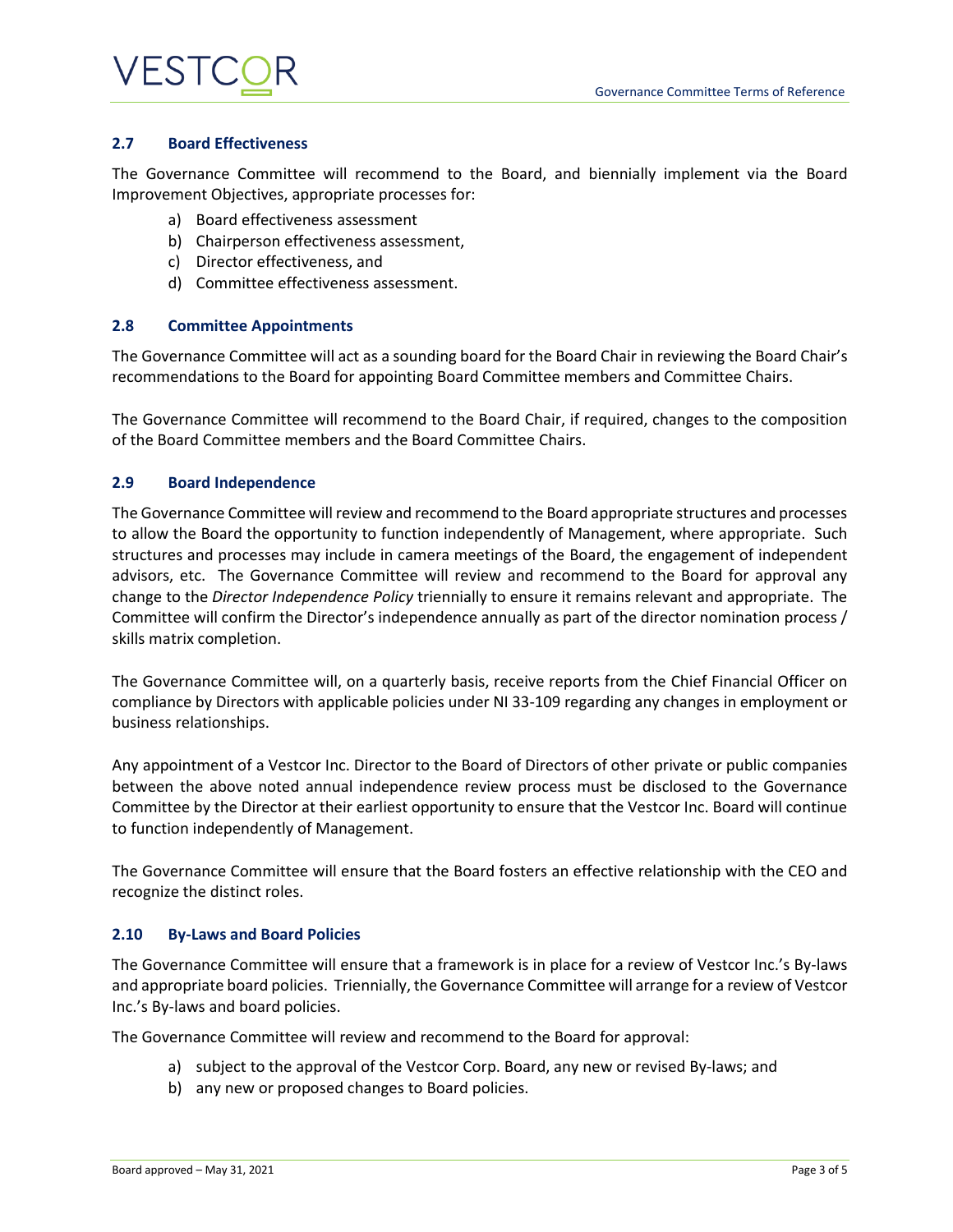### 2.7 Board Effectiveness

The Governance Committee will recommend to the Board, and biennially implement via the Board Improvement Objectives, appropriate processes for:

a) Board effectiveness assessment
b) Chairperson effectiveness assessment,
c) Director effectiveness, and
d) Committee effectiveness assessment.

### 2.8 Committee Appointments

The Governance Committee will act as a sounding board for the Board Chair in reviewing the Board Chair's recommendations to the Board for appointing Board Committee members and Committee Chairs.

The Governance Committee will recommend to the Board Chair, if required, changes to the composition of the Board Committee members and the Board Committee Chairs.

### 2.9 Board Independence

The Governance Committee will review and recommend to the Board appropriate structures and processes to allow the Board the opportunity to function independently of Management, where appropriate. Such structures and processes may include in camera meetings of the Board, the engagement of independent advisors, etc. The Governance Committee will review and recommend to the Board for approval any change to the *Director Independence Policy* triennially to ensure it remains relevant and appropriate. The Committee will confirm the Director's independence annually as part of the director nomination process / skills matrix completion.

The Governance Committee will, on a quarterly basis, receive reports from the Chief Financial Officer on compliance by Directors with applicable policies under NI 33-109 regarding any changes in employment or business relationships.

Any appointment of a Vestcor Inc. Director to the Board of Directors of other private or public companies between the above noted annual independence review process must be disclosed to the Governance Committee by the Director at their earliest opportunity to ensure that the Vestcor Inc. Board will continue to function independently of Management.

The Governance Committee will ensure that the Board fosters an effective relationship with the CEO and recognize the distinct roles.

### 2.10 By-Laws and Board Policies

The Governance Committee will ensure that a framework is in place for a review of Vestcor Inc.'s By-laws and appropriate board policies. Triennially, the Governance Committee will arrange for a review of Vestcor Inc.'s By-laws and board policies.

The Governance Committee will review and recommend to the Board for approval:

a) subject to the approval of the Vestcor Corp. Board, any new or revised By-laws; and
b) any new or proposed changes to Board policies.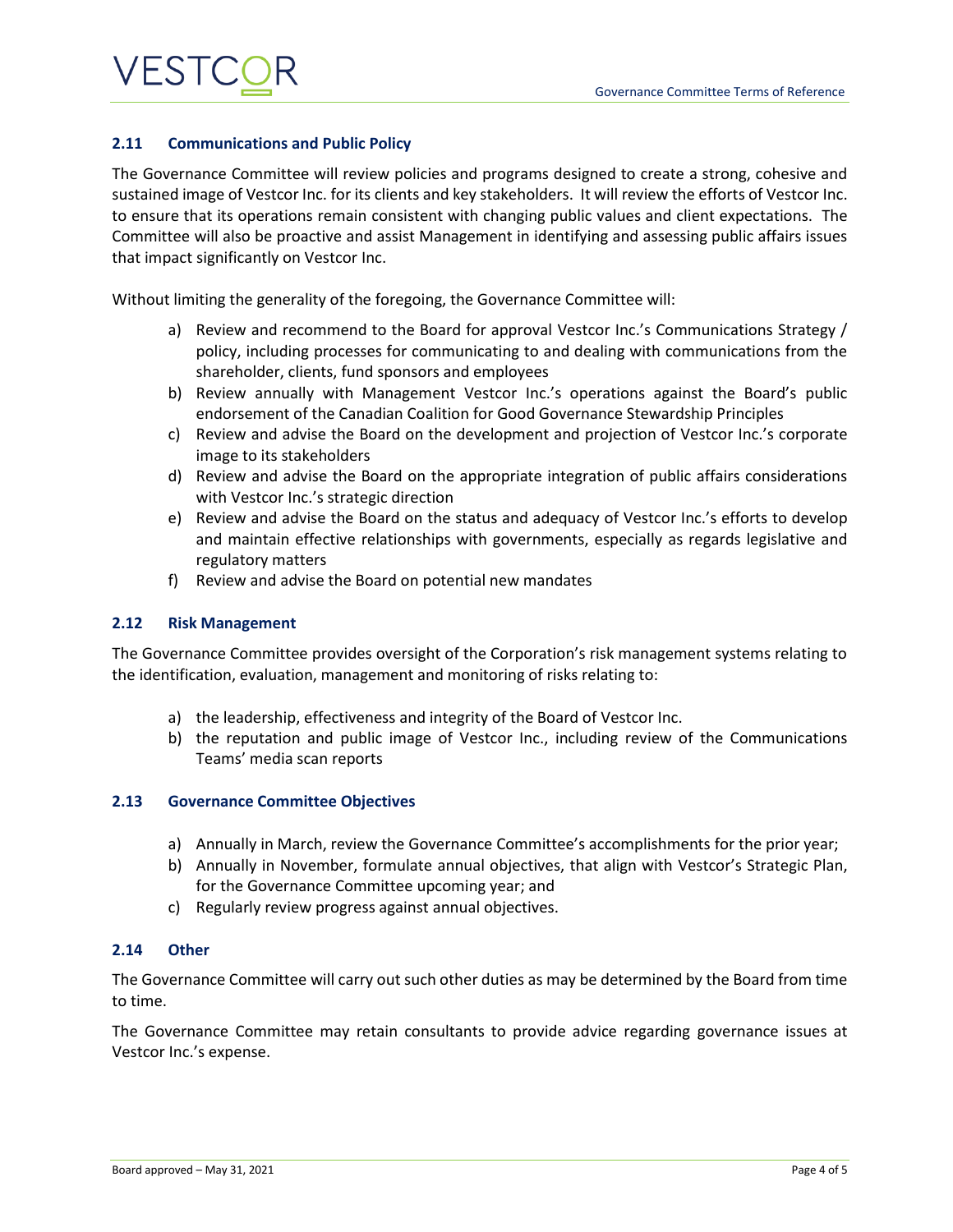### 2.11 Communications and Public Policy

The Governance Committee will review policies and programs designed to create a strong, cohesive and sustained image of Vestcor Inc. for its clients and key stakeholders. It will review the efforts of Vestcor Inc. to ensure that its operations remain consistent with changing public values and client expectations. The Committee will also be proactive and assist Management in identifying and assessing public affairs issues that impact significantly on Vestcor Inc.

Without limiting the generality of the foregoing, the Governance Committee will:

a) Review and recommend to the Board for approval Vestcor Inc.'s Communications Strategy / policy, including processes for communicating to and dealing with communications from the shareholder, clients, fund sponsors and employees
b) Review annually with Management Vestcor Inc.'s operations against the Board's public endorsement of the Canadian Coalition for Good Governance Stewardship Principles
c) Review and advise the Board on the development and projection of Vestcor Inc.'s corporate image to its stakeholders
d) Review and advise the Board on the appropriate integration of public affairs considerations with Vestcor Inc.'s strategic direction
e) Review and advise the Board on the status and adequacy of Vestcor Inc.'s efforts to develop and maintain effective relationships with governments, especially as regards legislative and regulatory matters
f) Review and advise the Board on potential new mandates

### 2.12 Risk Management

The Governance Committee provides oversight of the Corporation's risk management systems relating to the identification, evaluation, management and monitoring of risks relating to:

a) the leadership, effectiveness and integrity of the Board of Vestcor Inc.
b) the reputation and public image of Vestcor Inc., including review of the Communications Teams' media scan reports

### 2.13 Governance Committee Objectives

a) Annually in March, review the Governance Committee's accomplishments for the prior year;
b) Annually in November, formulate annual objectives, that align with Vestcor's Strategic Plan, for the Governance Committee upcoming year; and
c) Regularly review progress against annual objectives.

### 2.14 Other

The Governance Committee will carry out such other duties as may be determined by the Board from time to time.

The Governance Committee may retain consultants to provide advice regarding governance issues at Vestcor Inc.'s expense.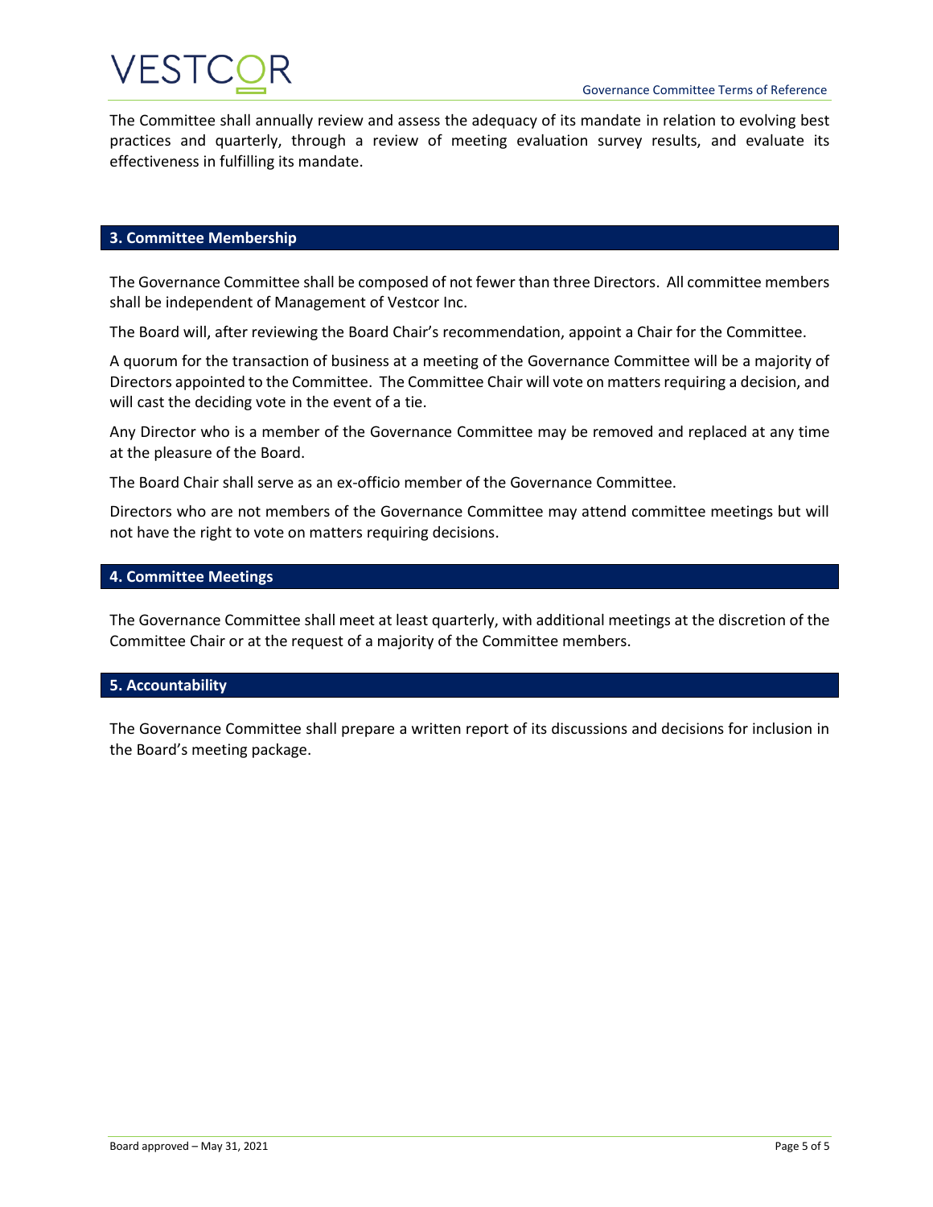The Committee shall annually review and assess the adequacy of its mandate in relation to evolving best practices and quarterly, through a review of meeting evaluation survey results, and evaluate its effectiveness in fulfilling its mandate.

## 3. Committee Membership

The Governance Committee shall be composed of not fewer than three Directors. All committee members shall be independent of Management of Vestcor Inc.

The Board will, after reviewing the Board Chair's recommendation, appoint a Chair for the Committee.

A quorum for the transaction of business at a meeting of the Governance Committee will be a majority of Directors appointed to the Committee. The Committee Chair will vote on matters requiring a decision, and will cast the deciding vote in the event of a tie.

Any Director who is a member of the Governance Committee may be removed and replaced at any time at the pleasure of the Board.

The Board Chair shall serve as an ex-officio member of the Governance Committee.

Directors who are not members of the Governance Committee may attend committee meetings but will not have the right to vote on matters requiring decisions.

## 4. Committee Meetings

The Governance Committee shall meet at least quarterly, with additional meetings at the discretion of the Committee Chair or at the request of a majority of the Committee members.

## 5. Accountability

The Governance Committee shall prepare a written report of its discussions and decisions for inclusion in the Board's meeting package.